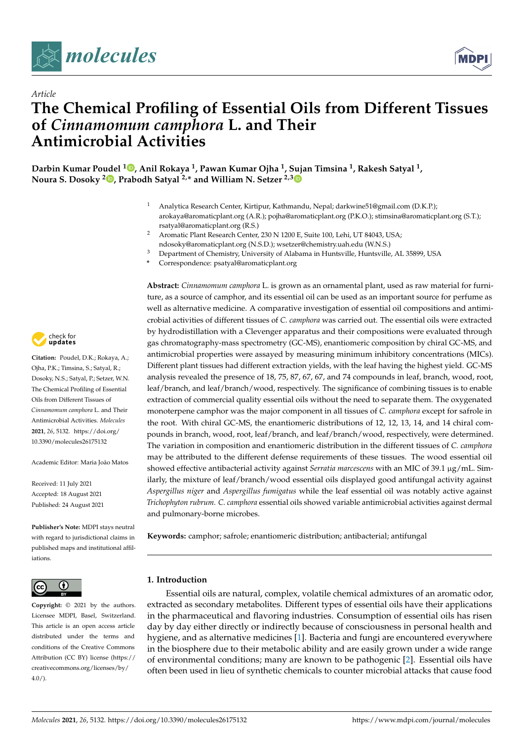Article

# The Chemical Profiling of Essential Oils from Different Tissues of *Cinnamomum camphora* L. and Their Antimicrobial Activities

**Darbin Kumar Poudel [1], Anil Rokaya [1], Pawan Kumar Ojha [1], Sujan Timsina [1], Rakesh Satyal [1], Noura S. Dosoky [2], Prabodh Satyal [2,*] and William N. Setzer [2,3]**

[1] Analytica Research Center, Kirtipur, Kathmandu, Nepal; darkwine51@gmail.com (D.K.P.); arokaya@aromaticplant.org (A.R.); pojha@aromaticplant.org (P.K.O.); stimsina@aromaticplant.org (S.T.); rsatyal@aromaticplant.org (R.S.)

[2] Aromatic Plant Research Center, 230 N 1200 E, Suite 100, Lehi, UT 84043, USA; ndosoky@aromaticplant.org (N.S.D.); wsetzer@chemistry.uah.edu (W.N.S.)

[3] Department of Chemistry, University of Alabama in Huntsville, Huntsville, AL 35899, USA

* Correspondence: psatyal@aromaticplant.org

**Citation:** Poudel, D.K.; Rokaya, A.; Ojha, P.K.; Timsina, S.; Satyal, R.; Dosoky, N.S.; Satyal, P.; Setzer, W.N. The Chemical Profiling of Essential Oils from Different Tissues of *Cinnamomum camphora* L. and Their Antimicrobial Activities. *Molecules* **2021**, *26*, 5132. https://doi.org/10.3390/molecules26175132

Academic Editor: Maria João Matos

Received: 11 July 2021
Accepted: 18 August 2021
Published: 24 August 2021

**Publisher's Note:** MDPI stays neutral with regard to jurisdictional claims in published maps and institutional affiliations.

**Copyright:** © 2021 by the authors. Licensee MDPI, Basel, Switzerland. This article is an open access article distributed under the terms and conditions of the Creative Commons Attribution (CC BY) license (https://creativecommons.org/licenses/by/4.0/).

**Abstract:** *Cinnamomum camphora* L. is grown as an ornamental plant, used as raw material for furniture, as a source of camphor, and its essential oil can be used as an important source for perfume as well as alternative medicine. A comparative investigation of essential oil compositions and antimicrobial activities of different tissues of *C. camphora* was carried out. The essential oils were extracted by hydrodistillation with a Clevenger apparatus and their compositions were evaluated through gas chromatography-mass spectrometry (GC-MS), enantiomeric composition by chiral GC-MS, and antimicrobial properties were assayed by measuring minimum inhibitory concentrations (MICs). Different plant tissues had different extraction yields, with the leaf having the highest yield. GC-MS analysis revealed the presence of 18, 75, 87, 67, 67, and 74 compounds in leaf, branch, wood, root, leaf/branch, and leaf/branch/wood, respectively. The significance of combining tissues is to enable extraction of commercial quality essential oils without the need to separate them. The oxygenated monoterpene camphor was the major component in all tissues of *C. camphora* except for safrole in the root. With chiral GC-MS, the enantiomeric distributions of 12, 12, 13, 14, and 14 chiral compounds in branch, wood, root, leaf/branch, and leaf/branch/wood, respectively, were determined. The variation in composition and enantiomeric distribution in the different tissues of *C. camphora* may be attributed to the different defense requirements of these tissues. The wood essential oil showed effective antibacterial activity against *Serratia marcescens* with an MIC of 39.1 μg/mL. Similarly, the mixture of leaf/branch/wood essential oils displayed good antifungal activity against *Aspergillus niger* and *Aspergillus fumigatus* while the leaf essential oil was notably active against *Trichophyton rubrum*. *C. camphora* essential oils showed variable antimicrobial activities against dermal and pulmonary-borne microbes.

**Keywords:** camphor; safrole; enantiomeric distribution; antibacterial; antifungal

## 1. Introduction

Essential oils are natural, complex, volatile chemical admixtures of an aromatic odor, extracted as secondary metabolites. Different types of essential oils have their applications in the pharmaceutical and flavoring industries. Consumption of essential oils has risen day by day either directly or indirectly because of consciousness in personal health and hygiene, and as alternative medicines [1]. Bacteria and fungi are encountered everywhere in the biosphere due to their metabolic ability and are easily grown under a wide range of environmental conditions; many are known to be pathogenic [2]. Essential oils have often been used in lieu of synthetic chemicals to counter microbial attacks that cause food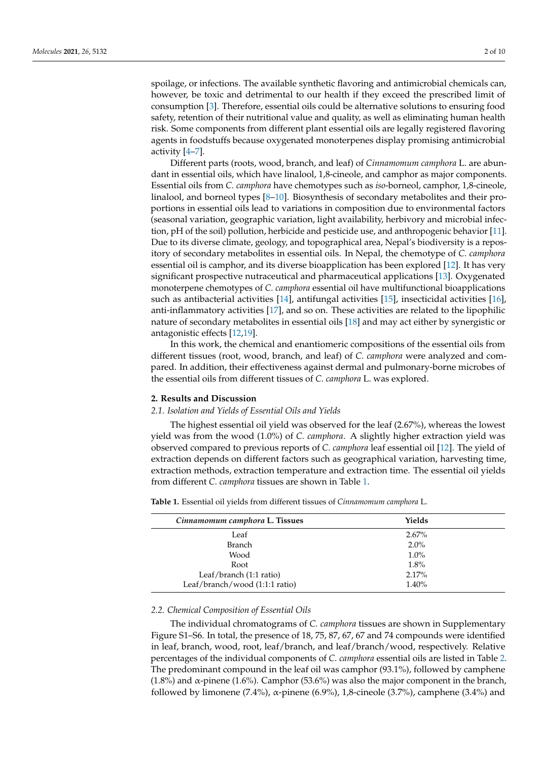spoilage, or infections. The available synthetic flavoring and antimicrobial chemicals can, however, be toxic and detrimental to our health if they exceed the prescribed limit of consumption [3]. Therefore, essential oils could be alternative solutions to ensuring food safety, retention of their nutritional value and quality, as well as eliminating human health risk. Some components from different plant essential oils are legally registered flavoring agents in foodstuffs because oxygenated monoterpenes display promising antimicrobial activity [4–7].

Different parts (roots, wood, branch, and leaf) of *Cinnamomum camphora* L. are abundant in essential oils, which have linalool, 1,8-cineole, and camphor as major components. Essential oils from *C. camphora* have chemotypes such as *iso*-borneol, camphor, 1,8-cineole, linalool, and borneol types [8–10]. Biosynthesis of secondary metabolites and their proportions in essential oils lead to variations in composition due to environmental factors (seasonal variation, geographic variation, light availability, herbivory and microbial infection, pH of the soil) pollution, herbicide and pesticide use, and anthropogenic behavior [11]. Due to its diverse climate, geology, and topographical area, Nepal's biodiversity is a repository of secondary metabolites in essential oils. In Nepal, the chemotype of *C. camphora* essential oil is camphor, and its diverse bioapplication has been explored [12]. It has very significant prospective nutraceutical and pharmaceutical applications [13]. Oxygenated monoterpene chemotypes of *C. camphora* essential oil have multifunctional bioapplications such as antibacterial activities [14], antifungal activities [15], insecticidal activities [16], anti-inflammatory activities [17], and so on. These activities are related to the lipophilic nature of secondary metabolites in essential oils [18] and may act either by synergistic or antagonistic effects [12,19].

In this work, the chemical and enantiomeric compositions of the essential oils from different tissues (root, wood, branch, and leaf) of *C. camphora* were analyzed and compared. In addition, their effectiveness against dermal and pulmonary-borne microbes of the essential oils from different tissues of *C. camphora* L. was explored.

## 2. Results and Discussion

### 2.1. Isolation and Yields of Essential Oils and Yields

The highest essential oil yield was observed for the leaf (2.67%), whereas the lowest yield was from the wood (1.0%) of *C. camphora*. A slightly higher extraction yield was observed compared to previous reports of *C. camphora* leaf essential oil [12]. The yield of extraction depends on different factors such as geographical variation, harvesting time, extraction methods, extraction temperature and extraction time. The essential oil yields from different *C. camphora* tissues are shown in Table 1.

**Table 1.** Essential oil yields from different tissues of *Cinnamomum camphora* L.

| *Cinnamomum camphora* L. Tissues | Yields |
|---|---|
| Leaf | 2.67% |
| Branch | 2.0% |
| Wood | 1.0% |
| Root | 1.8% |
| Leaf/branch (1:1 ratio) | 2.17% |
| Leaf/branch/wood (1:1:1 ratio) | 1.40% |

### 2.2. Chemical Composition of Essential Oils

The individual chromatograms of *C. camphora* tissues are shown in Supplementary Figure S1–S6. In total, the presence of 18, 75, 87, 67, 67 and 74 compounds were identified in leaf, branch, wood, root, leaf/branch, and leaf/branch/wood, respectively. Relative percentages of the individual components of *C. camphora* essential oils are listed in Table 2. The predominant compound in the leaf oil was camphor (93.1%), followed by camphene (1.8%) and α-pinene (1.6%). Camphor (53.6%) was also the major component in the branch, followed by limonene (7.4%), α-pinene (6.9%), 1,8-cineole (3.7%), camphene (3.4%) and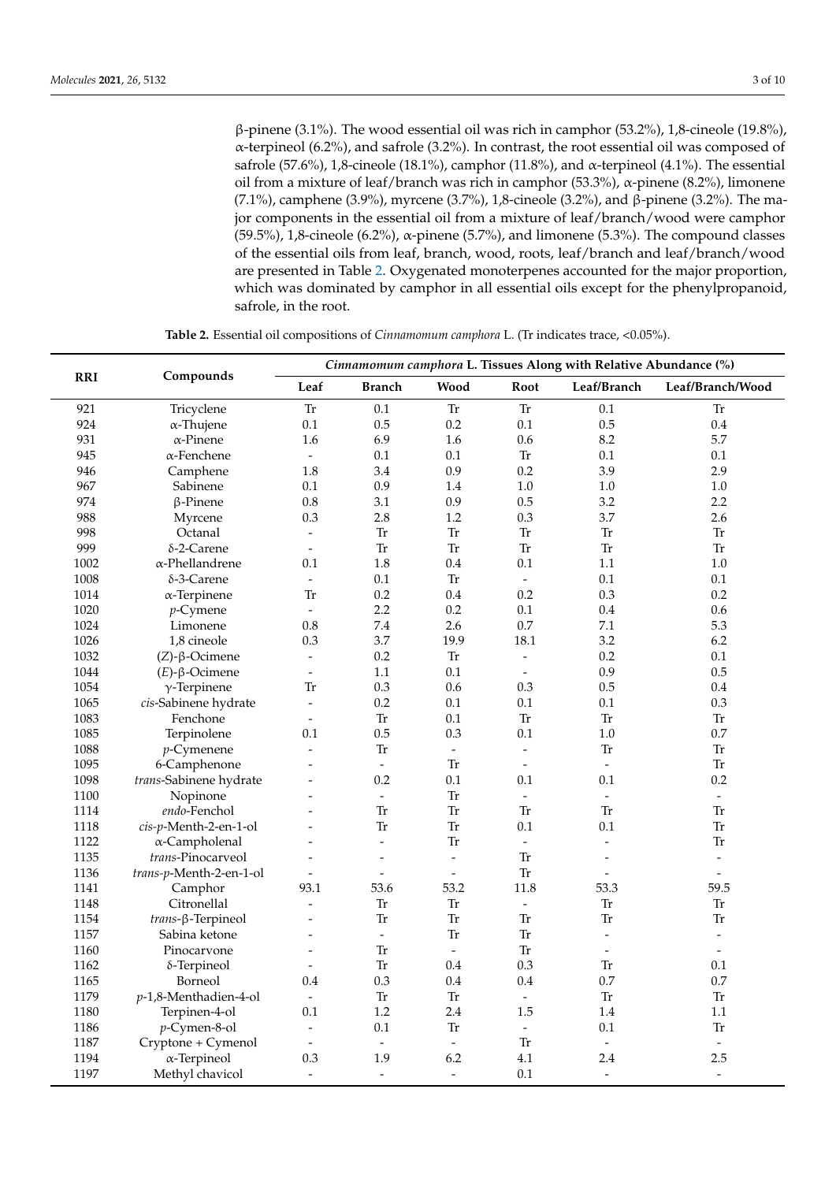β-pinene (3.1%). The wood essential oil was rich in camphor (53.2%), 1,8-cineole (19.8%), α-terpineol (6.2%), and safrole (3.2%). In contrast, the root essential oil was composed of safrole (57.6%), 1,8-cineole (18.1%), camphor (11.8%), and α-terpineol (4.1%). The essential oil from a mixture of leaf/branch was rich in camphor (53.3%), α-pinene (8.2%), limonene (7.1%), camphene (3.9%), myrcene (3.7%), 1,8-cineole (3.2%), and β-pinene (3.2%). The major components in the essential oil from a mixture of leaf/branch/wood were camphor (59.5%), 1,8-cineole (6.2%), α-pinene (5.7%), and limonene (5.3%). The compound classes of the essential oils from leaf, branch, wood, roots, leaf/branch and leaf/branch/wood are presented in Table 2. Oxygenated monoterpenes accounted for the major proportion, which was dominated by camphor in all essential oils except for the phenylpropanoid, safrole, in the root.

**Table 2.** Essential oil compositions of *Cinnamomum camphora* L. (Tr indicates trace, <0.05%).

| RRI | Compounds | *Cinnamomum camphora* L. Tissues Along with Relative Abundance (%) | | | | | |
|---|---|---|---|---|---|---|---|
| | | Leaf | Branch | Wood | Root | Leaf/Branch | Leaf/Branch/Wood |
| 921 | Tricyclene | Tr | 0.1 | Tr | Tr | 0.1 | Tr |
| 924 | α-Thujene | 0.1 | 0.5 | 0.2 | 0.1 | 0.5 | 0.4 |
| 931 | α-Pinene | 1.6 | 6.9 | 1.6 | 0.6 | 8.2 | 5.7 |
| 945 | α-Fenchene | - | 0.1 | 0.1 | Tr | 0.1 | 0.1 |
| 946 | Camphene | 1.8 | 3.4 | 0.9 | 0.2 | 3.9 | 2.9 |
| 967 | Sabinene | 0.1 | 0.9 | 1.4 | 1.0 | 1.0 | 1.0 |
| 974 | β-Pinene | 0.8 | 3.1 | 0.9 | 0.5 | 3.2 | 2.2 |
| 988 | Myrcene | 0.3 | 2.8 | 1.2 | 0.3 | 3.7 | 2.6 |
| 998 | Octanal | - | Tr | Tr | Tr | Tr | Tr |
| 999 | δ-2-Carene | - | Tr | Tr | Tr | Tr | Tr |
| 1002 | α-Phellandrene | 0.1 | 1.8 | 0.4 | 0.1 | 1.1 | 1.0 |
| 1008 | δ-3-Carene | - | 0.1 | Tr | - | 0.1 | 0.1 |
| 1014 | α-Terpinene | Tr | 0.2 | 0.4 | 0.2 | 0.3 | 0.2 |
| 1020 | *p*-Cymene | - | 2.2 | 0.2 | 0.1 | 0.4 | 0.6 |
| 1024 | Limonene | 0.8 | 7.4 | 2.6 | 0.7 | 7.1 | 5.3 |
| 1026 | 1,8 cineole | 0.3 | 3.7 | 19.9 | 18.1 | 3.2 | 6.2 |
| 1032 | (*Z*)-β-Ocimene | - | 0.2 | Tr | - | 0.2 | 0.1 |
| 1044 | (*E*)-β-Ocimene | - | 1.1 | 0.1 | - | 0.9 | 0.5 |
| 1054 | γ-Terpinene | Tr | 0.3 | 0.6 | 0.3 | 0.5 | 0.4 |
| 1065 | *cis*-Sabinene hydrate | - | 0.2 | 0.1 | 0.1 | 0.1 | 0.3 |
| 1083 | Fenchone | - | Tr | 0.1 | Tr | Tr | Tr |
| 1085 | Terpinolene | 0.1 | 0.5 | 0.3 | 0.1 | 1.0 | 0.7 |
| 1088 | *p*-Cymenene | - | Tr | - | - | Tr | Tr |
| 1095 | 6-Camphenone | - | - | Tr | - | - | Tr |
| 1098 | *trans*-Sabinene hydrate | - | 0.2 | 0.1 | 0.1 | 0.1 | 0.2 |
| 1100 | Nopinone | - | - | Tr | - | - | - |
| 1114 | *endo*-Fenchol | - | Tr | Tr | Tr | Tr | Tr |
| 1118 | *cis*-*p*-Menth-2-en-1-ol | - | Tr | Tr | 0.1 | 0.1 | Tr |
| 1122 | α-Campholenal | - | - | Tr | - | - | Tr |
| 1135 | *trans*-Pinocarveol | - | - | - | Tr | - | - |
| 1136 | *trans*-*p*-Menth-2-en-1-ol | - | - | - | Tr | - | - |
| 1141 | Camphor | 93.1 | 53.6 | 53.2 | 11.8 | 53.3 | 59.5 |
| 1148 | Citronellal | - | Tr | Tr | - | Tr | Tr |
| 1154 | *trans*-β-Terpineol | - | Tr | Tr | Tr | Tr | Tr |
| 1157 | Sabina ketone | - | - | Tr | Tr | - | - |
| 1160 | Pinocarvone | - | Tr | - | Tr | - | - |
| 1162 | δ-Terpineol | - | Tr | 0.4 | 0.3 | Tr | 0.1 |
| 1165 | Borneol | 0.4 | 0.3 | 0.4 | 0.4 | 0.7 | 0.7 |
| 1179 | *p*-1,8-Menthadien-4-ol | - | Tr | Tr | - | Tr | Tr |
| 1180 | Terpinen-4-ol | 0.1 | 1.2 | 2.4 | 1.5 | 1.4 | 1.1 |
| 1186 | *p*-Cymen-8-ol | - | 0.1 | Tr | - | 0.1 | Tr |
| 1187 | Cryptone + Cymenol | - | - | - | Tr | - | - |
| 1194 | α-Terpineol | 0.3 | 1.9 | 6.2 | 4.1 | 2.4 | 2.5 |
| 1197 | Methyl chavicol | - | - | - | 0.1 | - | - |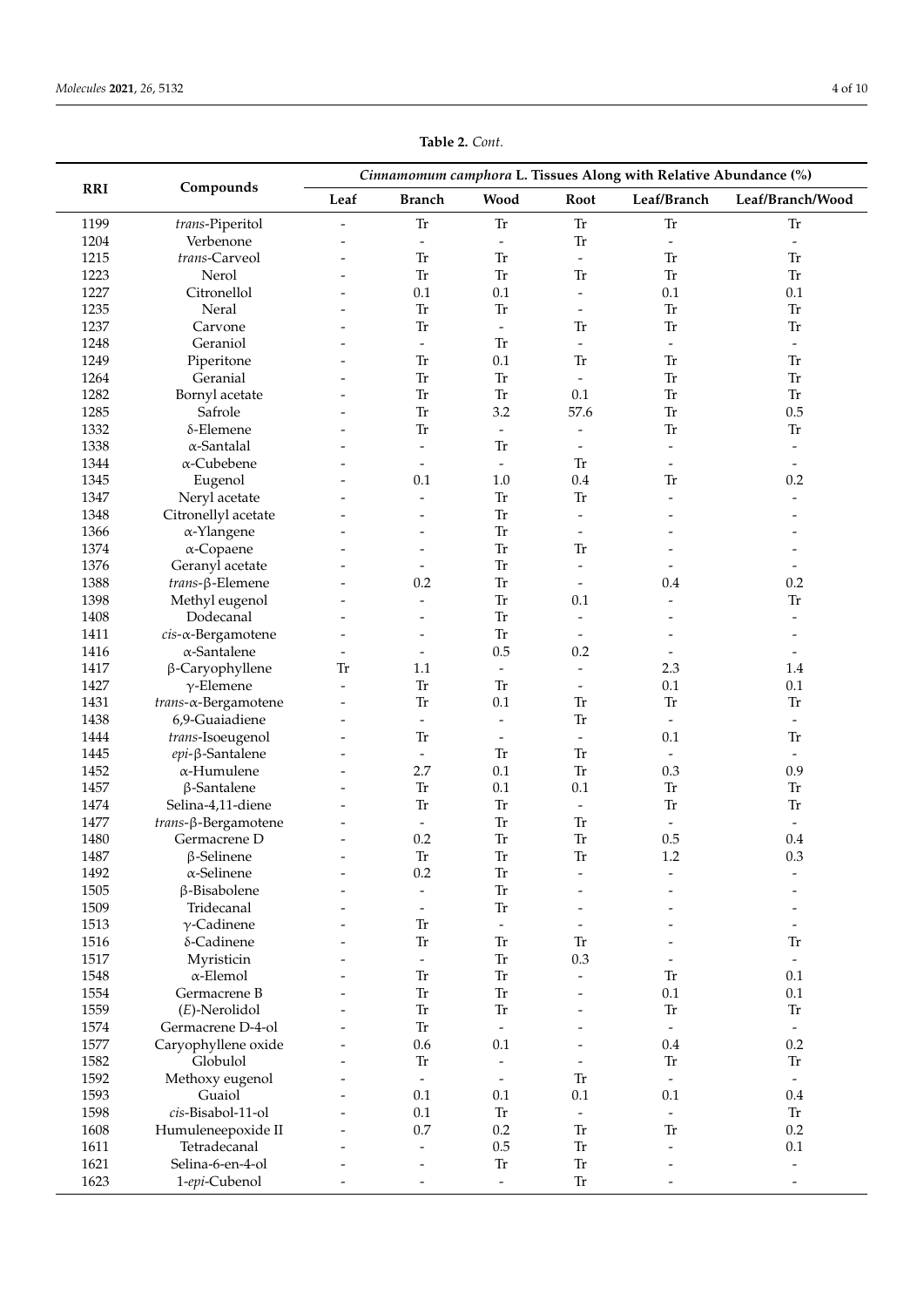**Table 2.** *Cont.*

| RRI | Compounds | *Cinnamomum camphora* L. Tissues Along with Relative Abundance (%) | | | | | |
|---|---|---|---|---|---|---|---|
| | | Leaf | Branch | Wood | Root | Leaf/Branch | Leaf/Branch/Wood |
| 1199 | *trans*-Piperitol | - | Tr | Tr | Tr | Tr | Tr |
| 1204 | Verbenone | - | - | - | Tr | - | - |
| 1215 | *trans*-Carveol | - | Tr | Tr | - | Tr | Tr |
| 1223 | Nerol | - | Tr | Tr | Tr | Tr | Tr |
| 1227 | Citronellol | - | 0.1 | 0.1 | - | 0.1 | 0.1 |
| 1235 | Neral | - | Tr | Tr | - | Tr | Tr |
| 1237 | Carvone | - | Tr | - | Tr | Tr | Tr |
| 1248 | Geraniol | - | - | Tr | - | - | - |
| 1249 | Piperitone | - | Tr | 0.1 | Tr | Tr | Tr |
| 1264 | Geranial | - | Tr | Tr | - | Tr | Tr |
| 1282 | Bornyl acetate | - | Tr | Tr | 0.1 | Tr | Tr |
| 1285 | Safrole | - | Tr | 3.2 | 57.6 | Tr | 0.5 |
| 1332 | δ-Elemene | - | Tr | - | - | Tr | Tr |
| 1338 | α-Santalal | - | - | Tr | - | - | - |
| 1344 | α-Cubebene | - | - | - | Tr | - | - |
| 1345 | Eugenol | - | 0.1 | 1.0 | 0.4 | Tr | 0.2 |
| 1347 | Neryl acetate | - | - | Tr | Tr | - | - |
| 1348 | Citronellyl acetate | - | - | Tr | - | - | - |
| 1366 | α-Ylangene | - | - | Tr | - | - | - |
| 1374 | α-Copaene | - | - | Tr | Tr | - | - |
| 1376 | Geranyl acetate | - | - | Tr | - | - | - |
| 1388 | *trans*-β-Elemene | - | 0.2 | Tr | - | 0.4 | 0.2 |
| 1398 | Methyl eugenol | - | - | Tr | 0.1 | - | Tr |
| 1408 | Dodecanal | - | - | Tr | - | - | - |
| 1411 | *cis*-α-Bergamotene | - | - | Tr | - | - | - |
| 1416 | α-Santalene | - | - | 0.5 | 0.2 | - | - |
| 1417 | β-Caryophyllene | Tr | 1.1 | - | - | 2.3 | 1.4 |
| 1427 | γ-Elemene | - | Tr | Tr | - | 0.1 | 0.1 |
| 1431 | *trans*-α-Bergamotene | - | Tr | 0.1 | Tr | Tr | Tr |
| 1438 | 6,9-Guaiadiene | - | - | - | Tr | - | - |
| 1444 | *trans*-Isoeugenol | - | Tr | - | - | 0.1 | Tr |
| 1445 | *epi*-β-Santalene | - | - | Tr | Tr | - | - |
| 1452 | α-Humulene | - | 2.7 | 0.1 | Tr | 0.3 | 0.9 |
| 1457 | β-Santalene | - | Tr | 0.1 | 0.1 | Tr | Tr |
| 1474 | Selina-4,11-diene | - | Tr | Tr | - | Tr | Tr |
| 1477 | *trans*-β-Bergamotene | - | - | Tr | Tr | - | - |
| 1480 | Germacrene D | - | 0.2 | Tr | Tr | 0.5 | 0.4 |
| 1487 | β-Selinene | - | Tr | Tr | Tr | 1.2 | 0.3 |
| 1492 | α-Selinene | - | 0.2 | Tr | - | - | - |
| 1505 | β-Bisabolene | - | - | Tr | - | - | - |
| 1509 | Tridecanal | - | - | Tr | - | - | - |
| 1513 | γ-Cadinene | - | Tr | - | - | - | - |
| 1516 | δ-Cadinene | - | Tr | Tr | Tr | - | Tr |
| 1517 | Myristicin | - | - | Tr | 0.3 | - | - |
| 1548 | α-Elemol | - | Tr | Tr | - | Tr | 0.1 |
| 1554 | Germacrene B | - | Tr | Tr | - | 0.1 | 0.1 |
| 1559 | (*E*)-Nerolidol | - | Tr | Tr | - | Tr | Tr |
| 1574 | Germacrene D-4-ol | - | Tr | - | - | - | - |
| 1577 | Caryophyllene oxide | - | 0.6 | 0.1 | - | 0.4 | 0.2 |
| 1582 | Globulol | - | Tr | - | - | Tr | Tr |
| 1592 | Methoxy eugenol | - | - | - | Tr | - | - |
| 1593 | Guaiol | - | 0.1 | 0.1 | 0.1 | 0.1 | 0.4 |
| 1598 | *cis*-Bisabol-11-ol | - | 0.1 | Tr | - | - | Tr |
| 1608 | Humuleneepoxide II | - | 0.7 | 0.2 | Tr | Tr | 0.2 |
| 1611 | Tetradecanal | - | - | 0.5 | Tr | - | 0.1 |
| 1621 | Selina-6-en-4-ol | - | - | Tr | Tr | - | - |
| 1623 | 1-*epi*-Cubenol | - | - | - | Tr | - | - |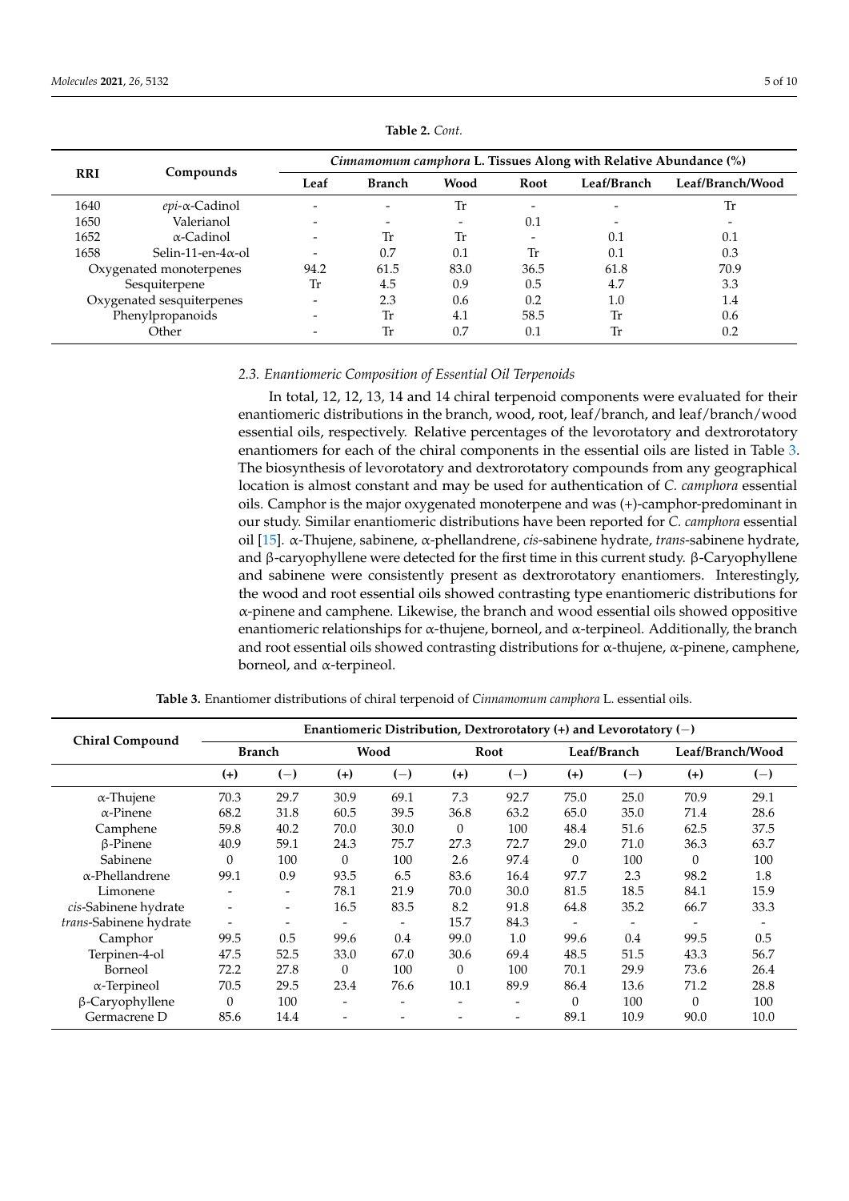**Table 2.** *Cont.*

| RRI | Compounds | *Cinnamomum camphora* L. Tissues Along with Relative Abundance (%) | | | | | |
|---|---|---|---|---|---|---|---|
| | | Leaf | Branch | Wood | Root | Leaf/Branch | Leaf/Branch/Wood |
| 1640 | *epi*-α-Cadinol | - | - | Tr | - | - | Tr |
| 1650 | Valerianol | - | - | - | 0.1 | - | - |
| 1652 | α-Cadinol | - | Tr | Tr | - | 0.1 | 0.1 |
| 1658 | Selin-11-en-4α-ol | - | 0.7 | 0.1 | Tr | 0.1 | 0.3 |
| Oxygenated monoterpenes | | 94.2 | 61.5 | 83.0 | 36.5 | 61.8 | 70.9 |
| Sesquiterpene | | Tr | 4.5 | 0.9 | 0.5 | 4.7 | 3.3 |
| Oxygenated sesquiterpenes | | - | 2.3 | 0.6 | 0.2 | 1.0 | 1.4 |
| Phenylpropanoids | | - | Tr | 4.1 | 58.5 | Tr | 0.6 |
| Other | | - | Tr | 0.7 | 0.1 | Tr | 0.2 |

### 2.3. Enantiomeric Composition of Essential Oil Terpenoids

In total, 12, 12, 13, 14 and 14 chiral terpenoid components were evaluated for their enantiomeric distributions in the branch, wood, root, leaf/branch, and leaf/branch/wood essential oils, respectively. Relative percentages of the levorotatory and dextrorotatory enantiomers for each of the chiral components in the essential oils are listed in Table 3. The biosynthesis of levorotatory and dextrorotatory compounds from any geographical location is almost constant and may be used for authentication of *C. camphora* essential oils. Camphor is the major oxygenated monoterpene and was (+)-camphor-predominant in our study. Similar enantiomeric distributions have been reported for *C. camphora* essential oil [15]. α-Thujene, sabinene, α-phellandrene, *cis*-sabinene hydrate, *trans*-sabinene hydrate, and β-caryophyllene were detected for the first time in this current study. β-Caryophyllene and sabinene were consistently present as dextrorotatory enantiomers. Interestingly, the wood and root essential oils showed contrasting type enantiomeric distributions for α-pinene and camphene. Likewise, the branch and wood essential oils showed oppositive enantiomeric relationships for α-thujene, borneol, and α-terpineol. Additionally, the branch and root essential oils showed contrasting distributions for α-thujene, α-pinene, camphene, borneol, and α-terpineol.

**Table 3.** Enantiomer distributions of chiral terpenoid of *Cinnamomum camphora* L. essential oils.

| Chiral Compound | Enantiomeric Distribution, Dextrorotatory (+) and Levorotatory (−) | | | | | | | | | |
|---|---|---|---|---|---|---|---|---|---|---|
| | Branch | | Wood | | Root | | Leaf/Branch | | Leaf/Branch/Wood | |
| | (+) | (−) | (+) | (−) | (+) | (−) | (+) | (−) | (+) | (−) |
| α-Thujene | 70.3 | 29.7 | 30.9 | 69.1 | 7.3 | 92.7 | 75.0 | 25.0 | 70.9 | 29.1 |
| α-Pinene | 68.2 | 31.8 | 60.5 | 39.5 | 36.8 | 63.2 | 65.0 | 35.0 | 71.4 | 28.6 |
| Camphene | 59.8 | 40.2 | 70.0 | 30.0 | 0 | 100 | 48.4 | 51.6 | 62.5 | 37.5 |
| β-Pinene | 40.9 | 59.1 | 24.3 | 75.7 | 27.3 | 72.7 | 29.0 | 71.0 | 36.3 | 63.7 |
| Sabinene | 0 | 100 | 0 | 100 | 2.6 | 97.4 | 0 | 100 | 0 | 100 |
| α-Phellandrene | 99.1 | 0.9 | 93.5 | 6.5 | 83.6 | 16.4 | 97.7 | 2.3 | 98.2 | 1.8 |
| Limonene | - | - | 78.1 | 21.9 | 70.0 | 30.0 | 81.5 | 18.5 | 84.1 | 15.9 |
| *cis*-Sabinene hydrate | - | - | 16.5 | 83.5 | 8.2 | 91.8 | 64.8 | 35.2 | 66.7 | 33.3 |
| *trans*-Sabinene hydrate | - | - | - | - | 15.7 | 84.3 | - | - | - | - |
| Camphor | 99.5 | 0.5 | 99.6 | 0.4 | 99.0 | 1.0 | 99.6 | 0.4 | 99.5 | 0.5 |
| Terpinen-4-ol | 47.5 | 52.5 | 33.0 | 67.0 | 30.6 | 69.4 | 48.5 | 51.5 | 43.3 | 56.7 |
| Borneol | 72.2 | 27.8 | 0 | 100 | 0 | 100 | 70.1 | 29.9 | 73.6 | 26.4 |
| α-Terpineol | 70.5 | 29.5 | 23.4 | 76.6 | 10.1 | 89.9 | 86.4 | 13.6 | 71.2 | 28.8 |
| β-Caryophyllene | 0 | 100 | - | - | - | - | 0 | 100 | 0 | 100 |
| Germacrene D | 85.6 | 14.4 | - | - | - | - | 89.1 | 10.9 | 90.0 | 10.0 |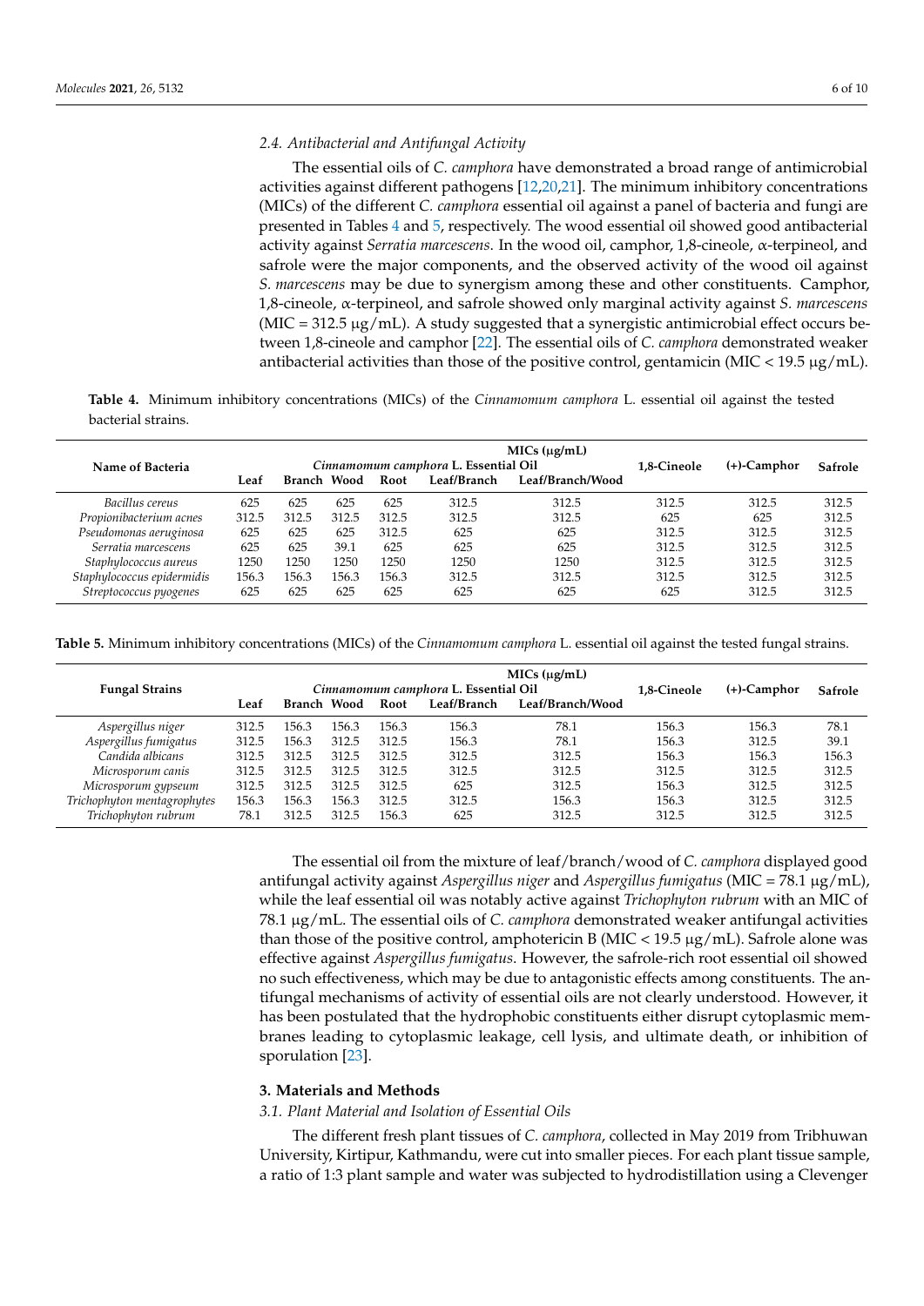### 2.4. Antibacterial and Antifungal Activity

The essential oils of *C. camphora* have demonstrated a broad range of antimicrobial activities against different pathogens [12,20,21]. The minimum inhibitory concentrations (MICs) of the different *C. camphora* essential oil against a panel of bacteria and fungi are presented in Tables 4 and 5, respectively. The wood essential oil showed good antibacterial activity against *Serratia marcescens*. In the wood oil, camphor, 1,8-cineole, α-terpineol, and safrole were the major components, and the observed activity of the wood oil against *S. marcescens* may be due to synergism among these and other constituents. Camphor, 1,8-cineole, α-terpineol, and safrole showed only marginal activity against *S. marcescens* (MIC = 312.5 μg/mL). A study suggested that a synergistic antimicrobial effect occurs between 1,8-cineole and camphor [22]. The essential oils of *C. camphora* demonstrated weaker antibacterial activities than those of the positive control, gentamicin (MIC < 19.5 μg/mL).

**Table 4.** Minimum inhibitory concentrations (MICs) of the *Cinnamomum camphora* L. essential oil against the tested bacterial strains.

| Name of Bacteria | MICs (μg/mL) | | | | | | | | |
|---|---|---|---|---|---|---|---|---|---|
| | *Cinnamomum camphora* L. Essential Oil | | | | | | 1,8-Cineole | (+)-Camphor | Safrole |
| | Leaf | Branch | Wood | Root | Leaf/Branch | Leaf/Branch/Wood | | | |
| *Bacillus cereus* | 625 | 625 | 625 | 625 | 312.5 | 312.5 | 312.5 | 312.5 | 312.5 |
| *Propionibacterium acnes* | 312.5 | 312.5 | 312.5 | 312.5 | 312.5 | 312.5 | 625 | 625 | 312.5 |
| *Pseudomonas aeruginosa* | 625 | 625 | 625 | 312.5 | 625 | 625 | 312.5 | 312.5 | 312.5 |
| *Serratia marcescens* | 625 | 625 | 39.1 | 625 | 625 | 625 | 312.5 | 312.5 | 312.5 |
| *Staphylococcus aureus* | 1250 | 1250 | 1250 | 1250 | 1250 | 1250 | 312.5 | 312.5 | 312.5 |
| *Staphylococcus epidermidis* | 156.3 | 156.3 | 156.3 | 156.3 | 312.5 | 312.5 | 312.5 | 312.5 | 312.5 |
| *Streptococcus pyogenes* | 625 | 625 | 625 | 625 | 625 | 625 | 625 | 312.5 | 312.5 |

**Table 5.** Minimum inhibitory concentrations (MICs) of the *Cinnamomum camphora* L. essential oil against the tested fungal strains.

| Fungal Strains | MICs (μg/mL) | | | | | | | | |
|---|---|---|---|---|---|---|---|---|---|
| | *Cinnamomum camphora* L. Essential Oil | | | | | | 1,8-Cineole | (+)-Camphor | Safrole |
| | Leaf | Branch | Wood | Root | Leaf/Branch | Leaf/Branch/Wood | | | |
| *Aspergillus niger* | 312.5 | 156.3 | 156.3 | 156.3 | 156.3 | 78.1 | 156.3 | 156.3 | 78.1 |
| *Aspergillus fumigatus* | 312.5 | 156.3 | 312.5 | 312.5 | 156.3 | 78.1 | 156.3 | 312.5 | 39.1 |
| *Candida albicans* | 312.5 | 312.5 | 312.5 | 312.5 | 312.5 | 312.5 | 156.3 | 156.3 | 156.3 |
| *Microsporum canis* | 312.5 | 312.5 | 312.5 | 312.5 | 312.5 | 312.5 | 312.5 | 312.5 | 312.5 |
| *Microsporum gypseum* | 312.5 | 312.5 | 312.5 | 312.5 | 625 | 312.5 | 156.3 | 312.5 | 312.5 |
| *Trichophyton mentagrophytes* | 156.3 | 156.3 | 156.3 | 312.5 | 312.5 | 156.3 | 156.3 | 312.5 | 312.5 |
| *Trichophyton rubrum* | 78.1 | 312.5 | 312.5 | 156.3 | 625 | 312.5 | 312.5 | 312.5 | 312.5 |

The essential oil from the mixture of leaf/branch/wood of *C. camphora* displayed good antifungal activity against *Aspergillus niger* and *Aspergillus fumigatus* (MIC = 78.1 μg/mL), while the leaf essential oil was notably active against *Trichophyton rubrum* with an MIC of 78.1 μg/mL. The essential oils of *C. camphora* demonstrated weaker antifungal activities than those of the positive control, amphotericin B (MIC < 19.5 μg/mL). Safrole alone was effective against *Aspergillus fumigatus*. However, the safrole-rich root essential oil showed no such effectiveness, which may be due to antagonistic effects among constituents. The antifungal mechanisms of activity of essential oils are not clearly understood. However, it has been postulated that the hydrophobic constituents either disrupt cytoplasmic membranes leading to cytoplasmic leakage, cell lysis, and ultimate death, or inhibition of sporulation [23].

## 3. Materials and Methods

### 3.1. Plant Material and Isolation of Essential Oils

The different fresh plant tissues of *C. camphora*, collected in May 2019 from Tribhuwan University, Kirtipur, Kathmandu, were cut into smaller pieces. For each plant tissue sample, a ratio of 1:3 plant sample and water was subjected to hydrodistillation using a Clevenger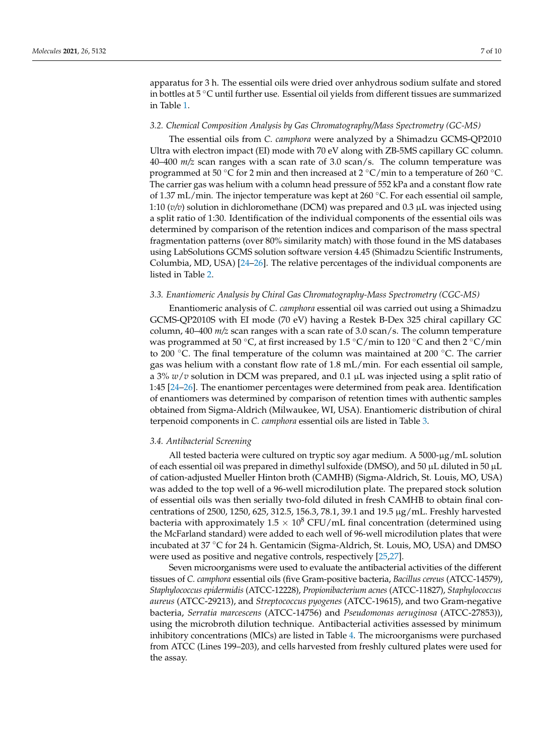apparatus for 3 h. The essential oils were dried over anhydrous sodium sulfate and stored in bottles at 5 °C until further use. Essential oil yields from different tissues are summarized in Table 1.

### 3.2. Chemical Composition Analysis by Gas Chromatography/Mass Spectrometry (GC-MS)

The essential oils from *C. camphora* were analyzed by a Shimadzu GCMS-QP2010 Ultra with electron impact (EI) mode with 70 eV along with ZB-5MS capillary GC column. 40–400 *m/z* scan ranges with a scan rate of 3.0 scan/s. The column temperature was programmed at 50 °C for 2 min and then increased at 2 °C/min to a temperature of 260 °C. The carrier gas was helium with a column head pressure of 552 kPa and a constant flow rate of 1.37 mL/min. The injector temperature was kept at 260 °C. For each essential oil sample, 1:10 (*v/v*) solution in dichloromethane (DCM) was prepared and 0.3 µL was injected using a split ratio of 1:30. Identification of the individual components of the essential oils was determined by comparison of the retention indices and comparison of the mass spectral fragmentation patterns (over 80% similarity match) with those found in the MS databases using LabSolutions GCMS solution software version 4.45 (Shimadzu Scientific Instruments, Columbia, MD, USA) [24–26]. The relative percentages of the individual components are listed in Table 2.

### 3.3. Enantiomeric Analysis by Chiral Gas Chromatography-Mass Spectrometry (CGC-MS)

Enantiomeric analysis of *C. camphora* essential oil was carried out using a Shimadzu GCMS-QP2010S with EI mode (70 eV) having a Restek B-Dex 325 chiral capillary GC column, 40–400 *m/z* scan ranges with a scan rate of 3.0 scan/s. The column temperature was programmed at 50 °C, at first increased by 1.5 °C/min to 120 °C and then 2 °C/min to 200 °C. The final temperature of the column was maintained at 200 °C. The carrier gas was helium with a constant flow rate of 1.8 mL/min. For each essential oil sample, a 3% *w*/*v* solution in DCM was prepared, and 0.1 µL was injected using a split ratio of 1:45 [24–26]. The enantiomer percentages were determined from peak area. Identification of enantiomers was determined by comparison of retention times with authentic samples obtained from Sigma-Aldrich (Milwaukee, WI, USA). Enantiomeric distribution of chiral terpenoid components in *C. camphora* essential oils are listed in Table 3.

### 3.4. Antibacterial Screening

All tested bacteria were cultured on tryptic soy agar medium. A 5000-µg/mL solution of each essential oil was prepared in dimethyl sulfoxide (DMSO), and 50 µL diluted in 50 µL of cation-adjusted Mueller Hinton broth (CAMHB) (Sigma-Aldrich, St. Louis, MO, USA) was added to the top well of a 96-well microdilution plate. The prepared stock solution of essential oils was then serially two-fold diluted in fresh CAMHB to obtain final concentrations of 2500, 1250, 625, 312.5, 156.3, 78.1, 39.1 and 19.5 µg/mL. Freshly harvested bacteria with approximately $1.5 \times 10^8$ CFU/mL final concentration (determined using the McFarland standard) were added to each well of 96-well microdilution plates that were incubated at 37 °C for 24 h. Gentamicin (Sigma-Aldrich, St. Louis, MO, USA) and DMSO were used as positive and negative controls, respectively [25,27].

Seven microorganisms were used to evaluate the antibacterial activities of the different tissues of *C. camphora* essential oils (five Gram-positive bacteria, *Bacillus cereus* (ATCC-14579), *Staphylococcus epidermidis* (ATCC-12228), *Propionibacterium acnes* (ATCC-11827), *Staphylococcus aureus* (ATCC-29213), and *Streptococcus pyogenes* (ATCC-19615), and two Gram-negative bacteria, *Serratia marcescens* (ATCC-14756) and *Pseudomonas aeruginosa* (ATCC-27853)), using the microbroth dilution technique. Antibacterial activities assessed by minimum inhibitory concentrations (MICs) are listed in Table 4. The microorganisms were purchased from ATCC (Lines 199–203), and cells harvested from freshly cultured plates were used for the assay.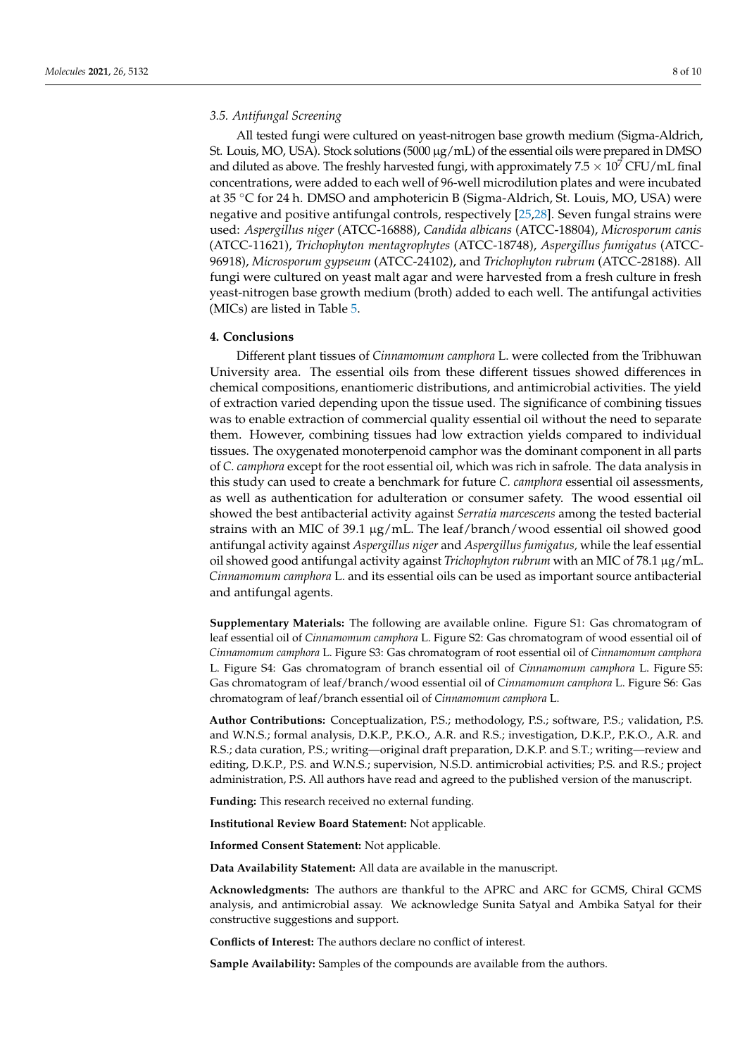### 3.5. Antifungal Screening

All tested fungi were cultured on yeast-nitrogen base growth medium (Sigma-Aldrich, St. Louis, MO, USA). Stock solutions (5000 μg/mL) of the essential oils were prepared in DMSO and diluted as above. The freshly harvested fungi, with approximately $7.5 \times 10^7$ CFU/mL final concentrations, were added to each well of 96-well microdilution plates and were incubated at 35 °C for 24 h. DMSO and amphotericin B (Sigma-Aldrich, St. Louis, MO, USA) were negative and positive antifungal controls, respectively [25,28]. Seven fungal strains were used: *Aspergillus niger* (ATCC-16888), *Candida albicans* (ATCC-18804), *Microsporum canis* (ATCC-11621), *Trichophyton mentagrophytes* (ATCC-18748), *Aspergillus fumigatus* (ATCC-96918), *Microsporum gypseum* (ATCC-24102), and *Trichophyton rubrum* (ATCC-28188). All fungi were cultured on yeast malt agar and were harvested from a fresh culture in fresh yeast-nitrogen base growth medium (broth) added to each well. The antifungal activities (MICs) are listed in Table 5.

## 4. Conclusions

Different plant tissues of *Cinnamomum camphora* L. were collected from the Tribhuwan University area. The essential oils from these different tissues showed differences in chemical compositions, enantiomeric distributions, and antimicrobial activities. The yield of extraction varied depending upon the tissue used. The significance of combining tissues was to enable extraction of commercial quality essential oil without the need to separate them. However, combining tissues had low extraction yields compared to individual tissues. The oxygenated monoterpenoid camphor was the dominant component in all parts of *C. camphora* except for the root essential oil, which was rich in safrole. The data analysis in this study can used to create a benchmark for future *C. camphora* essential oil assessments, as well as authentication for adulteration or consumer safety. The wood essential oil showed the best antibacterial activity against *Serratia marcescens* among the tested bacterial strains with an MIC of 39.1 μg/mL. The leaf/branch/wood essential oil showed good antifungal activity against *Aspergillus niger* and *Aspergillus fumigatus,* while the leaf essential oil showed good antifungal activity against *Trichophyton rubrum* with an MIC of 78.1 μg/mL. *Cinnamomum camphora* L. and its essential oils can be used as important source antibacterial and antifungal agents.

**Supplementary Materials:** The following are available online. Figure S1: Gas chromatogram of leaf essential oil of *Cinnamomum camphora* L. Figure S2: Gas chromatogram of wood essential oil of *Cinnamomum camphora* L. Figure S3: Gas chromatogram of root essential oil of *Cinnamomum camphora* L. Figure S4: Gas chromatogram of branch essential oil of *Cinnamomum camphora* L. Figure S5: Gas chromatogram of leaf/branch/wood essential oil of *Cinnamomum camphora* L. Figure S6: Gas chromatogram of leaf/branch essential oil of *Cinnamomum camphora* L.

**Author Contributions:** Conceptualization, P.S.; methodology, P.S.; software, P.S.; validation, P.S. and W.N.S.; formal analysis, D.K.P., P.K.O., A.R. and R.S.; investigation, D.K.P., P.K.O., A.R. and R.S.; data curation, P.S.; writing—original draft preparation, D.K.P. and S.T.; writing—review and editing, D.K.P., P.S. and W.N.S.; supervision, N.S.D. antimicrobial activities; P.S. and R.S.; project administration, P.S. All authors have read and agreed to the published version of the manuscript.

**Funding:** This research received no external funding.

**Institutional Review Board Statement:** Not applicable.

**Informed Consent Statement:** Not applicable.

**Data Availability Statement:** All data are available in the manuscript.

**Acknowledgments:** The authors are thankful to the APRC and ARC for GCMS, Chiral GCMS analysis, and antimicrobial assay. We acknowledge Sunita Satyal and Ambika Satyal for their constructive suggestions and support.

**Conflicts of Interest:** The authors declare no conflict of interest.

**Sample Availability:** Samples of the compounds are available from the authors.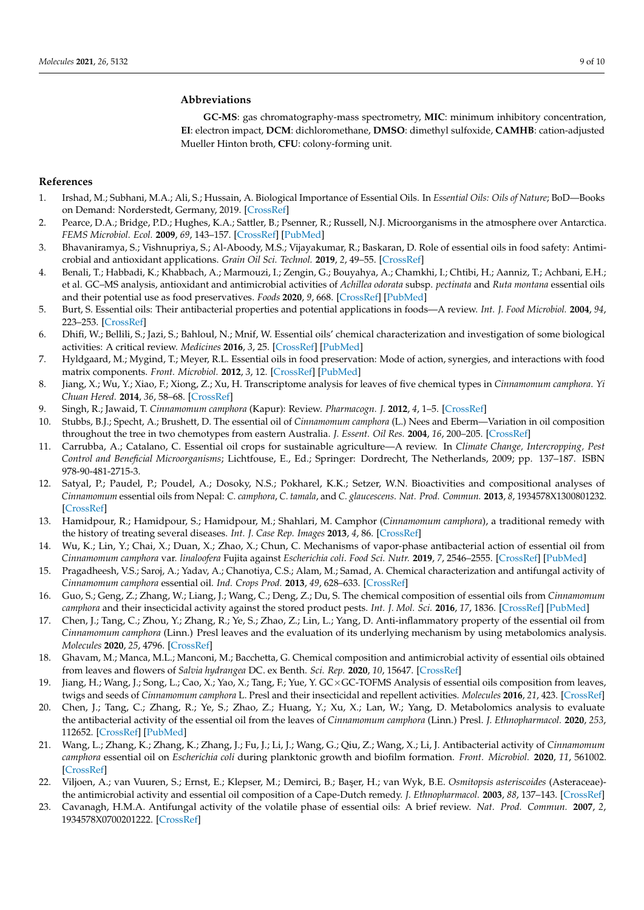## Abbreviations

**GC-MS**: gas chromatography-mass spectrometry, **MIC**: minimum inhibitory concentration, **EI**: electron impact, **DCM**: dichloromethane, **DMSO**: dimethyl sulfoxide, **CAMHB**: cation-adjusted Mueller Hinton broth, **CFU**: colony-forming unit.

## References

1. Irshad, M.; Subhani, M.A.; Ali, S.; Hussain, A. Biological Importance of Essential Oils. In *Essential Oils: Oils of Nature*; BoD—Books on Demand: Norderstedt, Germany, 2019. [CrossRef]
2. Pearce, D.A.; Bridge, P.D.; Hughes, K.A.; Sattler, B.; Psenner, R.; Russell, N.J. Microorganisms in the atmosphere over Antarctica. *FEMS Microbiol. Ecol.* **2009**, *69*, 143–157. [CrossRef] [PubMed]
3. Bhavaniramya, S.; Vishnupriya, S.; Al-Aboody, M.S.; Vijayakumar, R.; Baskaran, D. Role of essential oils in food safety: Antimicrobial and antioxidant applications. *Grain Oil Sci. Technol.* **2019**, *2*, 49–55. [CrossRef]
4. Benali, T.; Habbadi, K.; Khabbach, A.; Marmouzi, I.; Zengin, G.; Bouyahya, A.; Chamkhi, I.; Chtibi, H.; Aanniz, T.; Achbani, E.H.; et al. GC–MS analysis, antioxidant and antimicrobial activities of *Achillea odorata* subsp. *pectinata* and *Ruta montana* essential oils and their potential use as food preservatives. *Foods* **2020**, *9*, 668. [CrossRef] [PubMed]
5. Burt, S. Essential oils: Their antibacterial properties and potential applications in foods—A review. *Int. J. Food Microbiol.* **2004**, *94*, 223–253. [CrossRef]
6. Dhifi, W.; Bellili, S.; Jazi, S.; Bahloul, N.; Mnif, W. Essential oils' chemical characterization and investigation of some biological activities: A critical review. *Medicines* **2016**, *3*, 25. [CrossRef] [PubMed]
7. Hyldgaard, M.; Mygind, T.; Meyer, R.L. Essential oils in food preservation: Mode of action, synergies, and interactions with food matrix components. *Front. Microbiol.* **2012**, *3*, 12. [CrossRef] [PubMed]
8. Jiang, X.; Wu, Y.; Xiao, F.; Xiong, Z.; Xu, H. Transcriptome analysis for leaves of five chemical types in *Cinnamomum camphora*. *Yi Chuan Hered.* **2014**, *36*, 58–68. [CrossRef]
9. Singh, R.; Jawaid, T. *Cinnamomum camphora* (Kapur): Review. *Pharmacogn. J.* **2012**, *4*, 1–5. [CrossRef]
10. Stubbs, B.J.; Specht, A.; Brushett, D. The essential oil of *Cinnamomum camphora* (L.) Nees and Eberm—Variation in oil composition throughout the tree in two chemotypes from eastern Australia. *J. Essent. Oil Res.* **2004**, *16*, 200–205. [CrossRef]
11. Carrubba, A.; Catalano, C. Essential oil crops for sustainable agriculture—A review. In *Climate Change, Intercropping, Pest Control and Beneficial Microorganisms*; Lichtfouse, E., Ed.; Springer: Dordrecht, The Netherlands, 2009; pp. 137–187. ISBN 978-90-481-2715-3.
12. Satyal, P.; Paudel, P.; Poudel, A.; Dosoky, N.S.; Pokharel, K.K.; Setzer, W.N. Bioactivities and compositional analyses of *Cinnamomum* essential oils from Nepal: *C. camphora*, *C. tamala*, and *C. glaucescens*. *Nat. Prod. Commun.* **2013**, *8*, 1934578X1300801232. [CrossRef]
13. Hamidpour, R.; Hamidpour, S.; Hamidpour, M.; Shahlari, M. Camphor (*Cinnamomum camphora*), a traditional remedy with the history of treating several diseases. *Int. J. Case Rep. Images* **2013**, *4*, 86. [CrossRef]
14. Wu, K.; Lin, Y.; Chai, X.; Duan, X.; Zhao, X.; Chun, C. Mechanisms of vapor-phase antibacterial action of essential oil from *Cinnamomum camphora* var. *linaloofera* Fujita against *Escherichia coli*. *Food Sci. Nutr.* **2019**, *7*, 2546–2555. [CrossRef] [PubMed]
15. Pragadheesh, V.S.; Saroj, A.; Yadav, A.; Chanotiya, C.S.; Alam, M.; Samad, A. Chemical characterization and antifungal activity of *Cinnamomum camphora* essential oil. *Ind. Crops Prod.* **2013**, *49*, 628–633. [CrossRef]
16. Guo, S.; Geng, Z.; Zhang, W.; Liang, J.; Wang, C.; Deng, Z.; Du, S. The chemical composition of essential oils from *Cinnamomum camphora* and their insecticidal activity against the stored product pests. *Int. J. Mol. Sci.* **2016**, *17*, 1836. [CrossRef] [PubMed]
17. Chen, J.; Tang, C.; Zhou, Y.; Zhang, R.; Ye, S.; Zhao, Z.; Lin, L.; Yang, D. Anti-inflammatory property of the essential oil from *Cinnamomum camphora* (Linn.) Presl leaves and the evaluation of its underlying mechanism by using metabolomics analysis. *Molecules* **2020**, *25*, 4796. [CrossRef]
18. Ghavam, M.; Manca, M.L.; Manconi, M.; Bacchetta, G. Chemical composition and antimicrobial activity of essential oils obtained from leaves and flowers of *Salvia hydrangea* DC. ex Benth. *Sci. Rep.* **2020**, *10*, 15647. [CrossRef]
19. Jiang, H.; Wang, J.; Song, L.; Cao, X.; Yao, X.; Tang, F.; Yue, Y. GC×GC-TOFMS Analysis of essential oils composition from leaves, twigs and seeds of *Cinnamomum camphora* L. Presl and their insecticidal and repellent activities. *Molecules* **2016**, *21*, 423. [CrossRef]
20. Chen, J.; Tang, C.; Zhang, R.; Ye, S.; Zhao, Z.; Huang, Y.; Xu, X.; Lan, W.; Yang, D. Metabolomics analysis to evaluate the antibacterial activity of the essential oil from the leaves of *Cinnamomum camphora* (Linn.) Presl. *J. Ethnopharmacol.* **2020**, *253*, 112652. [CrossRef] [PubMed]
21. Wang, L.; Zhang, K.; Zhang, K.; Zhang, J.; Fu, J.; Li, J.; Wang, G.; Qiu, Z.; Wang, X.; Li, J. Antibacterial activity of *Cinnamomum camphora* essential oil on *Escherichia coli* during planktonic growth and biofilm formation. *Front. Microbiol.* **2020**, *11*, 561002. [CrossRef]
22. Viljoen, A.; van Vuuren, S.; Ernst, E.; Klepser, M.; Demirci, B.; Başer, H.; van Wyk, B.E. *Osmitopsis asteriscoides* (Asteraceae)-the antimicrobial activity and essential oil composition of a Cape-Dutch remedy. *J. Ethnopharmacol.* **2003**, *88*, 137–143. [CrossRef]
23. Cavanagh, H.M.A. Antifungal activity of the volatile phase of essential oils: A brief review. *Nat. Prod. Commun.* **2007**, *2*, 1934578X0700201222. [CrossRef]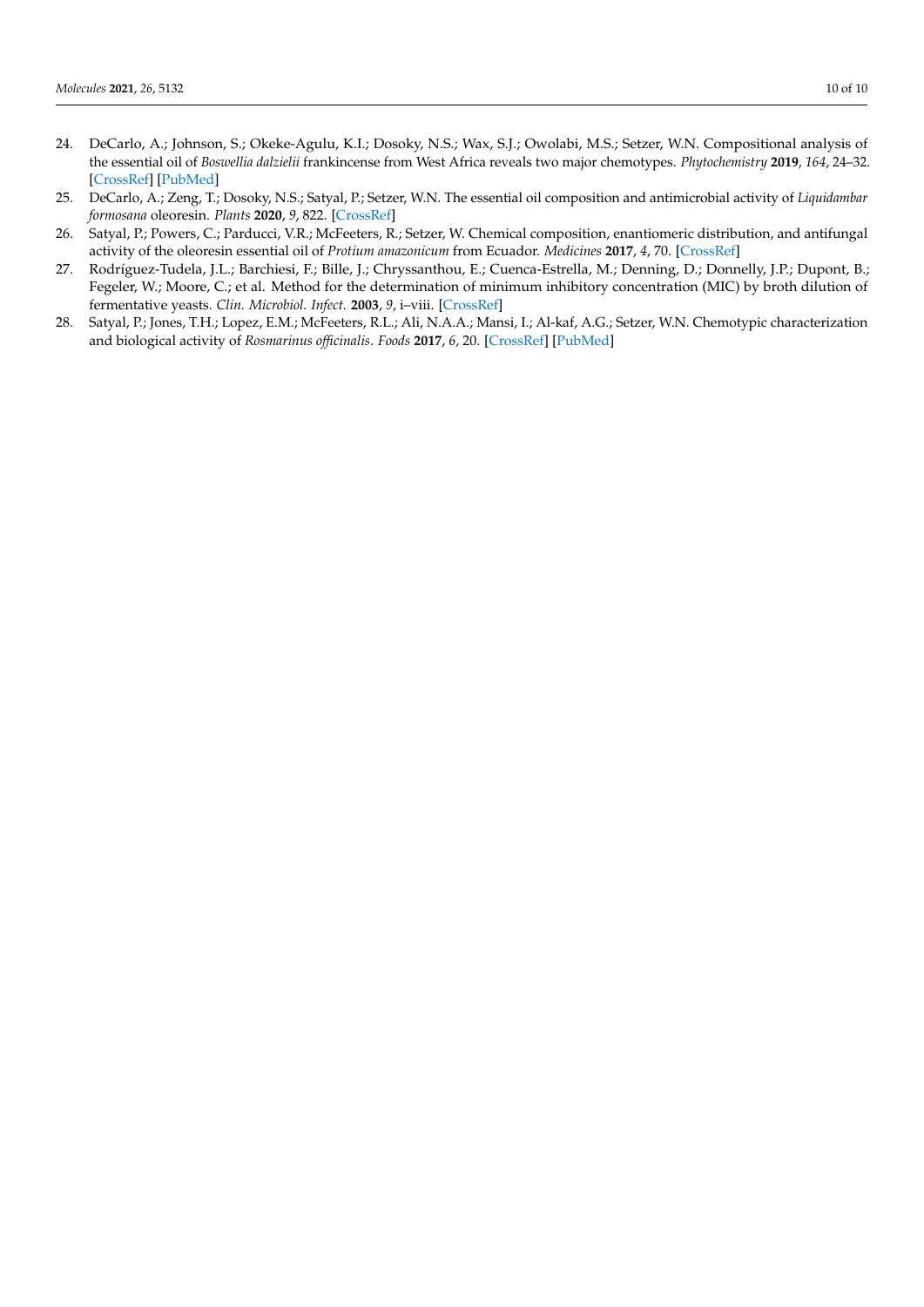24. DeCarlo, A.; Johnson, S.; Okeke-Agulu, K.I.; Dosoky, N.S.; Wax, S.J.; Owolabi, M.S.; Setzer, W.N. Compositional analysis of the essential oil of *Boswellia dalzielii* frankincense from West Africa reveals two major chemotypes. *Phytochemistry* **2019**, *164*, 24–32. [CrossRef] [PubMed]
25. DeCarlo, A.; Zeng, T.; Dosoky, N.S.; Satyal, P.; Setzer, W.N. The essential oil composition and antimicrobial activity of *Liquidambar formosana* oleoresin. *Plants* **2020**, *9*, 822. [CrossRef]
26. Satyal, P.; Powers, C.; Parducci, V.R.; McFeeters, R.; Setzer, W. Chemical composition, enantiomeric distribution, and antifungal activity of the oleoresin essential oil of *Protium amazonicum* from Ecuador. *Medicines* **2017**, *4*, 70. [CrossRef]
27. Rodríguez-Tudela, J.L.; Barchiesi, F.; Bille, J.; Chryssanthou, E.; Cuenca-Estrella, M.; Denning, D.; Donnelly, J.P.; Dupont, B.; Fegeler, W.; Moore, C.; et al. Method for the determination of minimum inhibitory concentration (MIC) by broth dilution of fermentative yeasts. *Clin. Microbiol. Infect.* **2003**, *9*, i–viii. [CrossRef]
28. Satyal, P.; Jones, T.H.; Lopez, E.M.; McFeeters, R.L.; Ali, N.A.A.; Mansi, I.; Al-kaf, A.G.; Setzer, W.N. Chemotypic characterization and biological activity of *Rosmarinus officinalis*. *Foods* **2017**, *6*, 20. [CrossRef] [PubMed]